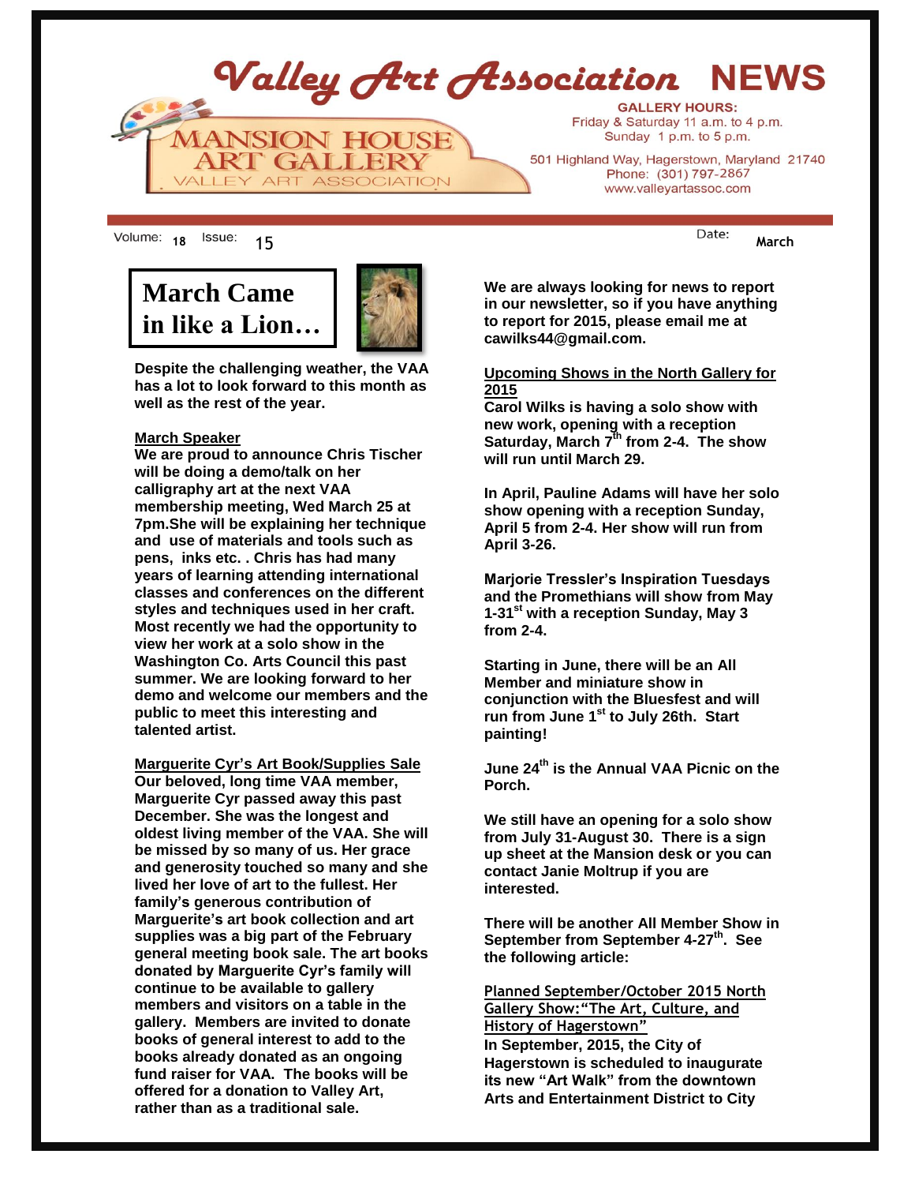# Valley Art Association NEWS

**MANSION HOUSE ART GALLERY**
VALLEY ART ASSOCIATION

**GALLERY HOURS:**
Friday & Saturday 11 a.m. to 4 p.m.
Sunday 1 p.m. to 5 p.m.

501 Highland Way, Hagerstown, Maryland 21740
Phone: (301) 797-2867
www.valleyartassoc.com

Volume: **18** Issue: 15 Date: **March**

## March Came in like a Lion…

**Despite the challenging weather, the VAA has a lot to look forward to this month as well as the rest of the year.**

### March Speaker

**We are proud to announce Chris Tischer will be doing a demo/talk on her calligraphy art at the next VAA membership meeting, Wed March 25 at 7pm.She will be explaining her technique and use of materials and tools such as pens, inks etc. . Chris has had many years of learning attending international classes and conferences on the different styles and techniques used in her craft. Most recently we had the opportunity to view her work at a solo show in the Washington Co. Arts Council this past summer. We are looking forward to her demo and welcome our members and the public to meet this interesting and talented artist.**

### Marguerite Cyr's Art Book/Supplies Sale

**Our beloved, long time VAA member, Marguerite Cyr passed away this past December. She was the longest and oldest living member of the VAA. She will be missed by so many of us. Her grace and generosity touched so many and she lived her love of art to the fullest. Her family's generous contribution of Marguerite's art book collection and art supplies was a big part of the February general meeting book sale. The art books donated by Marguerite Cyr's family will continue to be available to gallery members and visitors on a table in the gallery. Members are invited to donate books of general interest to add to the books already donated as an ongoing fund raiser for VAA. The books will be offered for a donation to Valley Art, rather than as a traditional sale.**

**We are always looking for news to report in our newsletter, so if you have anything to report for 2015, please email me at cawilks44@gmail.com.**

### Upcoming Shows in the North Gallery for 2015

**Carol Wilks is having a solo show with new work, opening with a reception Saturday, March 7th from 2-4. The show will run until March 29.**

**In April, Pauline Adams will have her solo show opening with a reception Sunday, April 5 from 2-4. Her show will run from April 3-26.**

**Marjorie Tressler's Inspiration Tuesdays and the Promethians will show from May 1-31st with a reception Sunday, May 3 from 2-4.**

**Starting in June, there will be an All Member and miniature show in conjunction with the Bluesfest and will run from June 1st to July 26th. Start painting!**

**June 24th is the Annual VAA Picnic on the Porch.**

**We still have an opening for a solo show from July 31-August 30. There is a sign up sheet at the Mansion desk or you can contact Janie Moltrup if you are interested.**

**There will be another All Member Show in September from September 4-27th. See the following article:**

### Planned September/October 2015 North Gallery Show: "The Art, Culture, and History of Hagerstown"

**In September, 2015, the City of Hagerstown is scheduled to inaugurate its new "Art Walk" from the downtown Arts and Entertainment District to City**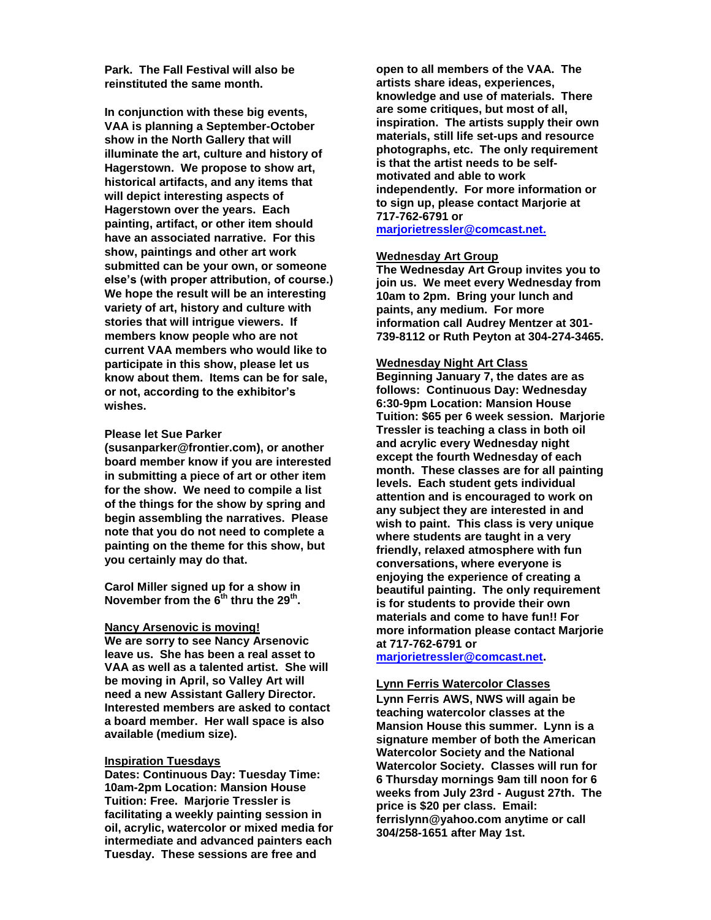**Park. The Fall Festival will also be reinstituted the same month.**

**In conjunction with these big events, VAA is planning a September-October show in the North Gallery that will illuminate the art, culture and history of Hagerstown. We propose to show art, historical artifacts, and any items that will depict interesting aspects of Hagerstown over the years. Each painting, artifact, or other item should have an associated narrative. For this show, paintings and other art work submitted can be your own, or someone else's (with proper attribution, of course.) We hope the result will be an interesting variety of art, history and culture with stories that will intrigue viewers. If members know people who are not current VAA members who would like to participate in this show, please let us know about them. Items can be for sale, or not, according to the exhibitor's wishes.**

**Please let Sue Parker (susanparker@frontier.com), or another board member know if you are interested in submitting a piece of art or other item for the show. We need to compile a list of the things for the show by spring and begin assembling the narratives. Please note that you do not need to complete a painting on the theme for this show, but you certainly may do that.**

**Carol Miller signed up for a show in November from the 6th thru the 29th.**

**Nancy Arsenovic is moving!**

**We are sorry to see Nancy Arsenovic leave us. She has been a real asset to VAA as well as a talented artist. She will be moving in April, so Valley Art will need a new Assistant Gallery Director. Interested members are asked to contact a board member. Her wall space is also available (medium size).**

**Inspiration Tuesdays**

**Dates: Continuous Day: Tuesday Time: 10am-2pm Location: Mansion House Tuition: Free. Marjorie Tressler is facilitating a weekly painting session in oil, acrylic, watercolor or mixed media for intermediate and advanced painters each Tuesday. These sessions are free and open to all members of the VAA. The artists share ideas, experiences, knowledge and use of materials. There are some critiques, but most of all, inspiration. The artists supply their own materials, still life set-ups and resource photographs, etc. The only requirement is that the artist needs to be self-motivated and able to work independently. For more information or to sign up, please contact Marjorie at 717-762-6791 or marjorietressler@comcast.net.**

**Wednesday Art Group**

**The Wednesday Art Group invites you to join us. We meet every Wednesday from 10am to 2pm. Bring your lunch and paints, any medium. For more information call Audrey Mentzer at 301-739-8112 or Ruth Peyton at 304-274-3465.**

**Wednesday Night Art Class**

**Beginning January 7, the dates are as follows: Continuous Day: Wednesday 6:30-9pm Location: Mansion House Tuition: $65 per 6 week session. Marjorie Tressler is teaching a class in both oil and acrylic every Wednesday night except the fourth Wednesday of each month. These classes are for all painting levels. Each student gets individual attention and is encouraged to work on any subject they are interested in and wish to paint. This class is very unique where students are taught in a very friendly, relaxed atmosphere with fun conversations, where everyone is enjoying the experience of creating a beautiful painting. The only requirement is for students to provide their own materials and come to have fun!! For more information please contact Marjorie at 717-762-6791 or marjorietressler@comcast.net.**

**Lynn Ferris Watercolor Classes**

**Lynn Ferris AWS, NWS will again be teaching watercolor classes at the Mansion House this summer. Lynn is a signature member of both the American Watercolor Society and the National Watercolor Society. Classes will run for 6 Thursday mornings 9am till noon for 6 weeks from July 23rd - August 27th. The price is $20 per class. Email: ferrislynn@yahoo.com anytime or call 304/258-1651 after May 1st.**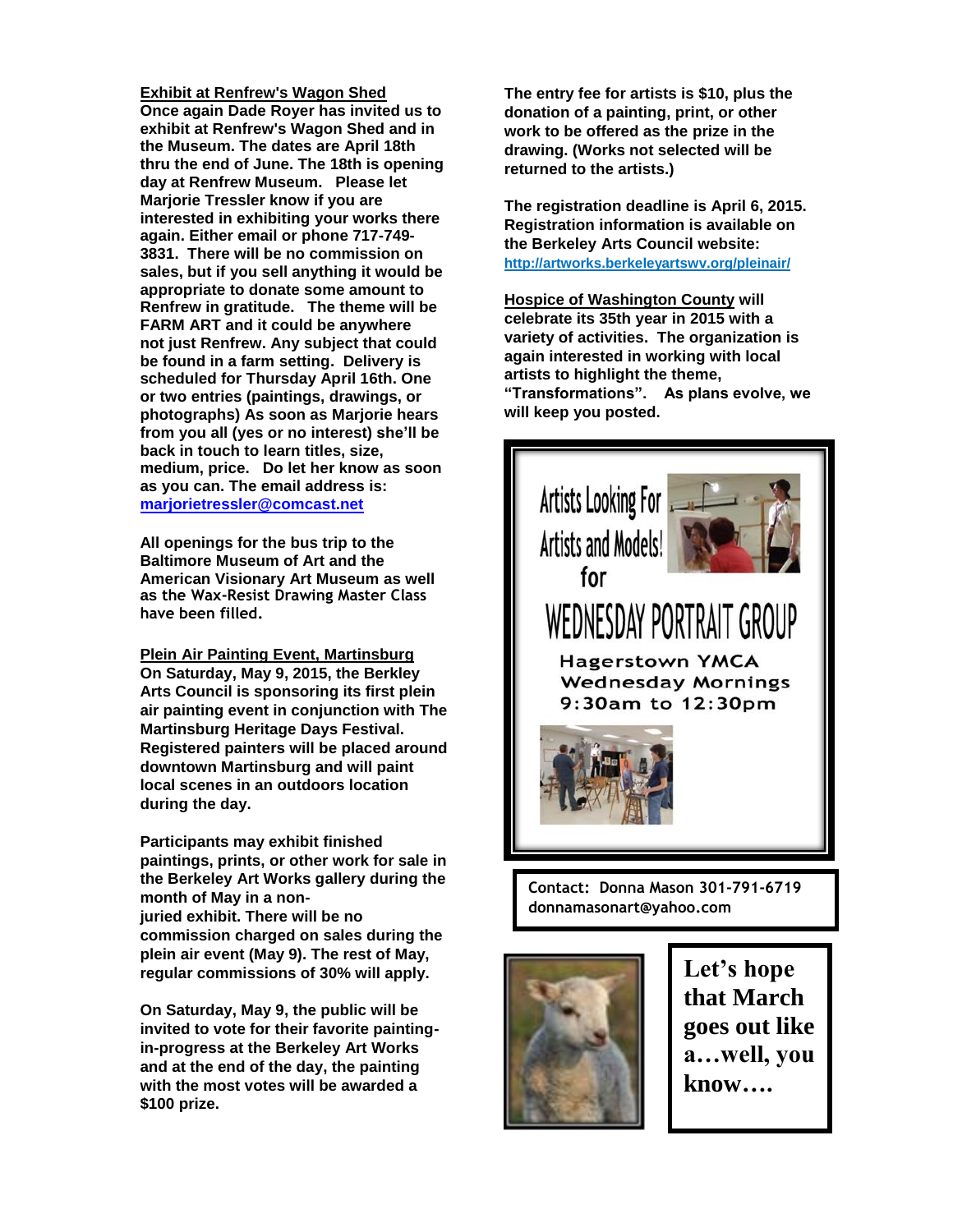**Exhibit at Renfrew's Wagon Shed**

**Once again Dade Royer has invited us to exhibit at Renfrew's Wagon Shed and in the Museum. The dates are April 18th thru the end of June. The 18th is opening day at Renfrew Museum. Please let Marjorie Tressler know if you are interested in exhibiting your works there again. Either email or phone 717-749-3831. There will be no commission on sales, but if you sell anything it would be appropriate to donate some amount to Renfrew in gratitude. The theme will be FARM ART and it could be anywhere not just Renfrew. Any subject that could be found in a farm setting. Delivery is scheduled for Thursday April 16th. One or two entries (paintings, drawings, or photographs) As soon as Marjorie hears from you all (yes or no interest) she'll be back in touch to learn titles, size, medium, price. Do let her know as soon as you can. The email address is: marjorietressler@comcast.net**

**All openings for the bus trip to the Baltimore Museum of Art and the American Visionary Art Museum as well as the Wax-Resist Drawing Master Class have been filled.**

**Plein Air Painting Event, Martinsburg**

**On Saturday, May 9, 2015, the Berkley Arts Council is sponsoring its first plein air painting event in conjunction with The Martinsburg Heritage Days Festival. Registered painters will be placed around downtown Martinsburg and will paint local scenes in an outdoors location during the day.**

**Participants may exhibit finished paintings, prints, or other work for sale in the Berkeley Art Works gallery during the month of May in a non-juried exhibit. There will be no commission charged on sales during the plein air event (May 9). The rest of May, regular commissions of 30% will apply.**

**On Saturday, May 9, the public will be invited to vote for their favorite painting-in-progress at the Berkeley Art Works and at the end of the day, the painting with the most votes will be awarded a $100 prize.**

**The entry fee for artists is $10, plus the donation of a painting, print, or other work to be offered as the prize in the drawing. (Works not selected will be returned to the artists.)**

**The registration deadline is April 6, 2015. Registration information is available on the Berkeley Arts Council website: http://artworks.berkeleyartswv.org/pleinair/**

**Hospice of Washington County will celebrate its 35th year in 2015 with a variety of activities. The organization is again interested in working with local artists to highlight the theme, "Transformations". As plans evolve, we will keep you posted.**

Artists Looking For Artists and Models! for

WEDNESDAY PORTRAIT GROUP

Hagerstown YMCA
Wednesday Mornings
9:30am to 12:30pm

**Contact: Donna Mason 301-791-6719**
**donnamasonart@yahoo.com**

**Let's hope that March goes out like a…well, you know….**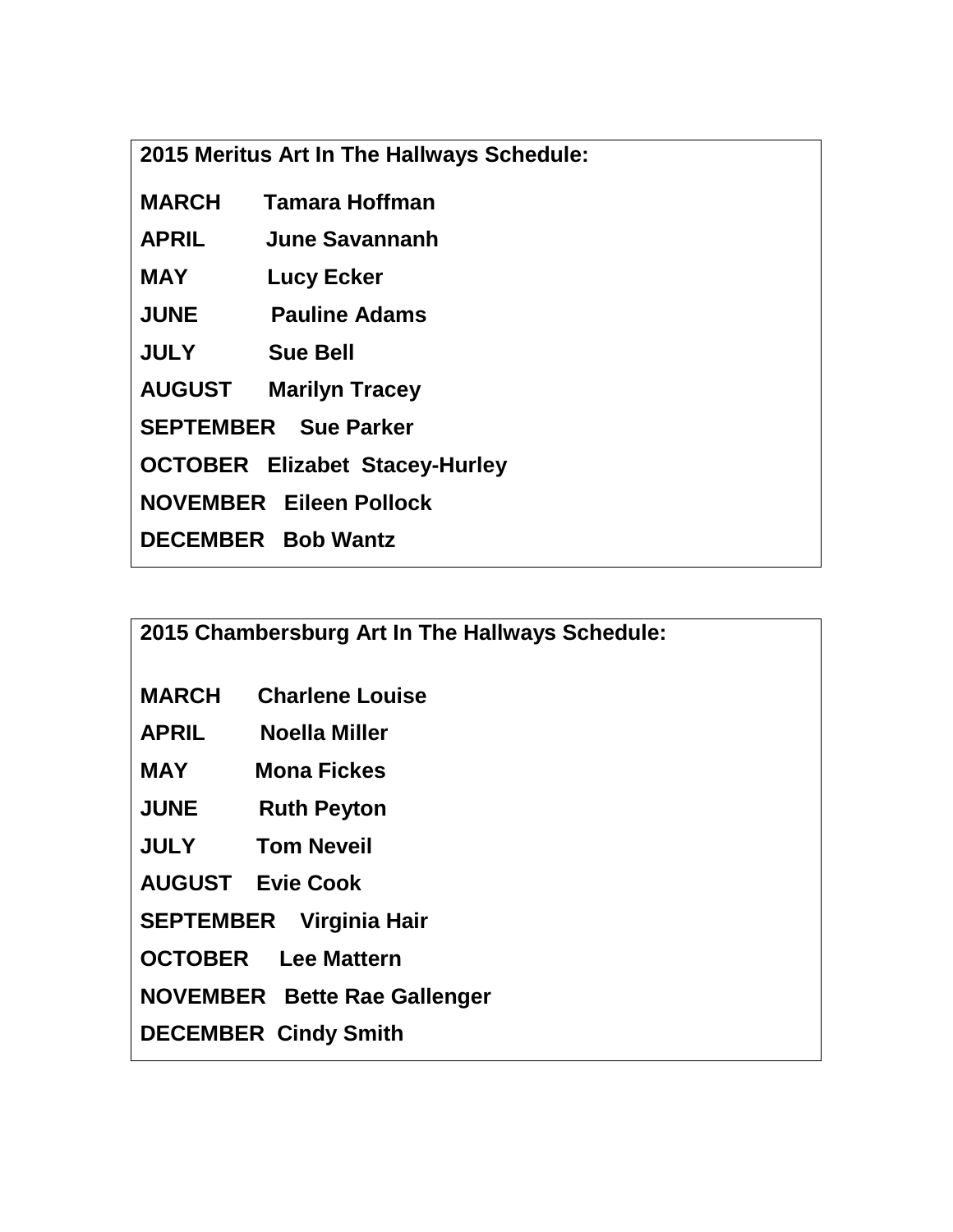**2015 Meritus Art In The Hallways Schedule:**

**MARCH** **Tamara Hoffman**

**APRIL** **June Savannanh**

**MAY** **Lucy Ecker**

**JUNE** **Pauline Adams**

**JULY** **Sue Bell**

**AUGUST** **Marilyn Tracey**

**SEPTEMBER** **Sue Parker**

**OCTOBER** **Elizabet Stacey-Hurley**

**NOVEMBER** **Eileen Pollock**

**DECEMBER** **Bob Wantz**

**2015 Chambersburg Art In The Hallways Schedule:**

**MARCH** **Charlene Louise**

**APRIL** **Noella Miller**

**MAY** **Mona Fickes**

**JUNE** **Ruth Peyton**

**JULY** **Tom Neveil**

**AUGUST** **Evie Cook**

**SEPTEMBER** **Virginia Hair**

**OCTOBER** **Lee Mattern**

**NOVEMBER** **Bette Rae Gallenger**

**DECEMBER** **Cindy Smith**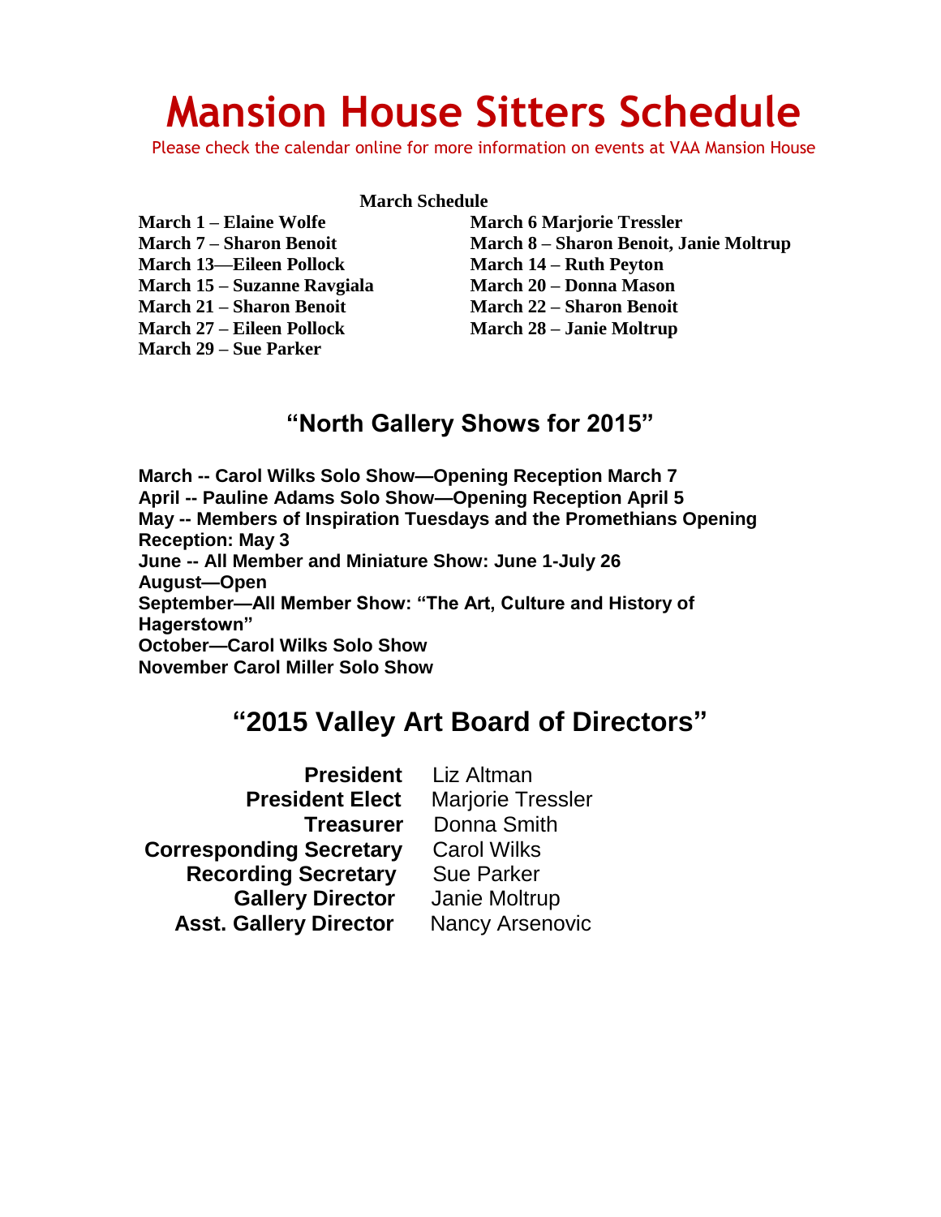# Mansion House Sitters Schedule

Please check the calendar online for more information on events at VAA Mansion House

**March Schedule**

**March 1 – Elaine Wolfe**
**March 6 Marjorie Tressler**
**March 7 – Sharon Benoit**
**March 8 – Sharon Benoit, Janie Moltrup**
**March 13—Eileen Pollock**
**March 14 – Ruth Peyton**
**March 15 – Suzanne Ravgiala**
**March 20 – Donna Mason**
**March 21 – Sharon Benoit**
**March 22 – Sharon Benoit**
**March 27 – Eileen Pollock**
**March 28 – Janie Moltrup**
**March 29 – Sue Parker**

## "North Gallery Shows for 2015"

**March -- Carol Wilks Solo Show—Opening Reception March 7**
**April -- Pauline Adams Solo Show—Opening Reception April 5**
**May -- Members of Inspiration Tuesdays and the Promethians Opening Reception: May 3**
**June -- All Member and Miniature Show: June 1-July 26**
**August—Open**
**September—All Member Show: "The Art, Culture and History of Hagerstown"**
**October—Carol Wilks Solo Show**
**November Carol Miller Solo Show**

## "2015 Valley Art Board of Directors"

| | |
|---|---|
| **President** | Liz Altman |
| **President Elect** | Marjorie Tressler |
| **Treasurer** | Donna Smith |
| **Corresponding Secretary** | Carol Wilks |
| **Recording Secretary** | Sue Parker |
| **Gallery Director** | Janie Moltrup |
| **Asst. Gallery Director** | Nancy Arsenovic |